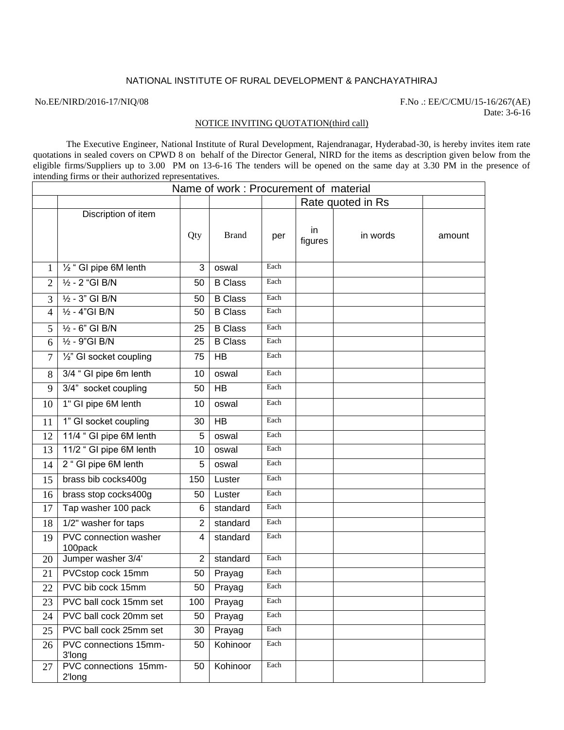NATIONAL INSTITUTE OF RURAL DEVELOPMENT & PANCHAYATHIRAJ

No.EE/NIRD/2016-17/NIQ/08 F.No .: EE/C/CMU/15-16/267(AE)

Date: 3-6-16

NOTICE INVITING QUOTATION(third call)

The Executive Engineer, National Institute of Rural Development, Rajendranagar, Hyderabad-30, is hereby invites item rate quotations in sealed covers on CPWD 8 on behalf of the Director General, NIRD for the items as description given below from the eligible firms/Suppliers up to 3.00 PM on 13-6-16 The tenders will be opened on the same day at 3.30 PM in the presence of intending firms or their authorized representatives.

| Name of work : Procurement of material | | | | | | | |
|---|---|---|---|---|---|---|---|
| | | | | | Rate quoted in Rs | | |
| | Discription of item | Qty | Brand | per | in figures | in words | amount |
| 1 | ½ " GI pipe 6M lenth | 3 | oswal | Each | | | |
| 2 | ½ - 2 "GI B/N | 50 | B Class | Each | | | |
| 3 | ½ - 3" GI B/N | 50 | B Class | Each | | | |
| 4 | ½ - 4"GI B/N | 50 | B Class | Each | | | |
| 5 | ½ - 6" GI B/N | 25 | B Class | Each | | | |
| 6 | ½ - 9"GI B/N | 25 | B Class | Each | | | |
| 7 | ½" GI socket coupling | 75 | HB | Each | | | |
| 8 | 3/4 " GI pipe 6m lenth | 10 | oswal | Each | | | |
| 9 | 3/4" socket coupling | 50 | HB | Each | | | |
| 10 | 1" GI pipe 6M lenth | 10 | oswal | Each | | | |
| 11 | 1" GI socket coupling | 30 | HB | Each | | | |
| 12 | 11/4 " GI pipe 6M lenth | 5 | oswal | Each | | | |
| 13 | 11/2 " GI pipe 6M lenth | 10 | oswal | Each | | | |
| 14 | 2 " GI pipe 6M lenth | 5 | oswal | Each | | | |
| 15 | brass bib cocks400g | 150 | Luster | Each | | | |
| 16 | brass stop cocks400g | 50 | Luster | Each | | | |
| 17 | Tap washer 100 pack | 6 | standard | Each | | | |
| 18 | 1/2" washer for taps | 2 | standard | Each | | | |
| 19 | PVC connection washer 100pack | 4 | standard | Each | | | |
| 20 | Jumper washer 3/4' | 2 | standard | Each | | | |
| 21 | PVCstop cock 15mm | 50 | Prayag | Each | | | |
| 22 | PVC bib cock 15mm | 50 | Prayag | Each | | | |
| 23 | PVC ball cock 15mm set | 100 | Prayag | Each | | | |
| 24 | PVC ball cock 20mm set | 50 | Prayag | Each | | | |
| 25 | PVC ball cock 25mm set | 30 | Prayag | Each | | | |
| 26 | PVC connections 15mm-3'long | 50 | Kohinoor | Each | | | |
| 27 | PVC connections 15mm-2'long | 50 | Kohinoor | Each | | | |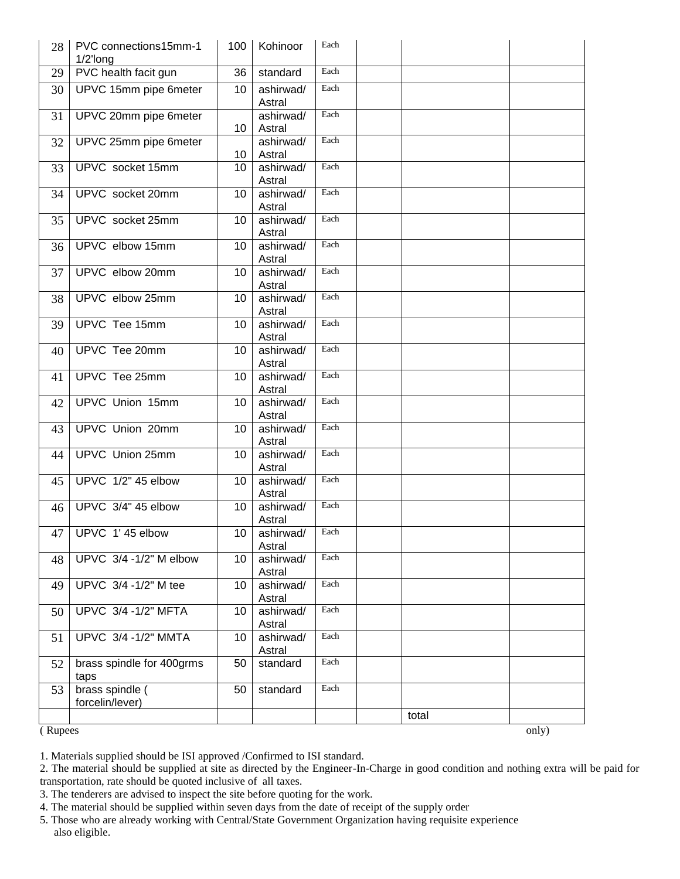| 28 | PVC connections15mm-1 1/2'long | 100 | Kohinoor | Each | | | |
|---|---|---|---|---|---|---|---|
| 29 | PVC health facit gun | 36 | standard | Each | | | |
| 30 | UPVC 15mm pipe 6meter | 10 | ashirwad/ Astral | Each | | | |
| 31 | UPVC 20mm pipe 6meter | 10 | ashirwad/ Astral | Each | | | |
| 32 | UPVC 25mm pipe 6meter | 10 | ashirwad/ Astral | Each | | | |
| 33 | UPVC socket 15mm | 10 | ashirwad/ Astral | Each | | | |
| 34 | UPVC socket 20mm | 10 | ashirwad/ Astral | Each | | | |
| 35 | UPVC socket 25mm | 10 | ashirwad/ Astral | Each | | | |
| 36 | UPVC elbow 15mm | 10 | ashirwad/ Astral | Each | | | |
| 37 | UPVC elbow 20mm | 10 | ashirwad/ Astral | Each | | | |
| 38 | UPVC elbow 25mm | 10 | ashirwad/ Astral | Each | | | |
| 39 | UPVC Tee 15mm | 10 | ashirwad/ Astral | Each | | | |
| 40 | UPVC Tee 20mm | 10 | ashirwad/ Astral | Each | | | |
| 41 | UPVC Tee 25mm | 10 | ashirwad/ Astral | Each | | | |
| 42 | UPVC Union 15mm | 10 | ashirwad/ Astral | Each | | | |
| 43 | UPVC Union 20mm | 10 | ashirwad/ Astral | Each | | | |
| 44 | UPVC Union 25mm | 10 | ashirwad/ Astral | Each | | | |
| 45 | UPVC 1/2" 45 elbow | 10 | ashirwad/ Astral | Each | | | |
| 46 | UPVC 3/4" 45 elbow | 10 | ashirwad/ Astral | Each | | | |
| 47 | UPVC 1' 45 elbow | 10 | ashirwad/ Astral | Each | | | |
| 48 | UPVC 3/4 -1/2" M elbow | 10 | ashirwad/ Astral | Each | | | |
| 49 | UPVC 3/4 -1/2" M tee | 10 | ashirwad/ Astral | Each | | | |
| 50 | UPVC 3/4 -1/2" MFTA | 10 | ashirwad/ Astral | Each | | | |
| 51 | UPVC 3/4 -1/2" MMTA | 10 | ashirwad/ Astral | Each | | | |
| 52 | brass spindle for 400grms taps | 50 | standard | Each | | | |
| 53 | brass spindle ( forcelin/lever) | 50 | standard | Each | | | |
| | | | | | | total | |

( Rupees only)

1. Materials supplied should be ISI approved /Confirmed to ISI standard.
2. The material should be supplied at site as directed by the Engineer-In-Charge in good condition and nothing extra will be paid for transportation, rate should be quoted inclusive of all taxes.
3. The tenderers are advised to inspect the site before quoting for the work.
4. The material should be supplied within seven days from the date of receipt of the supply order
5. Those who are already working with Central/State Government Organization having requisite experience also eligible.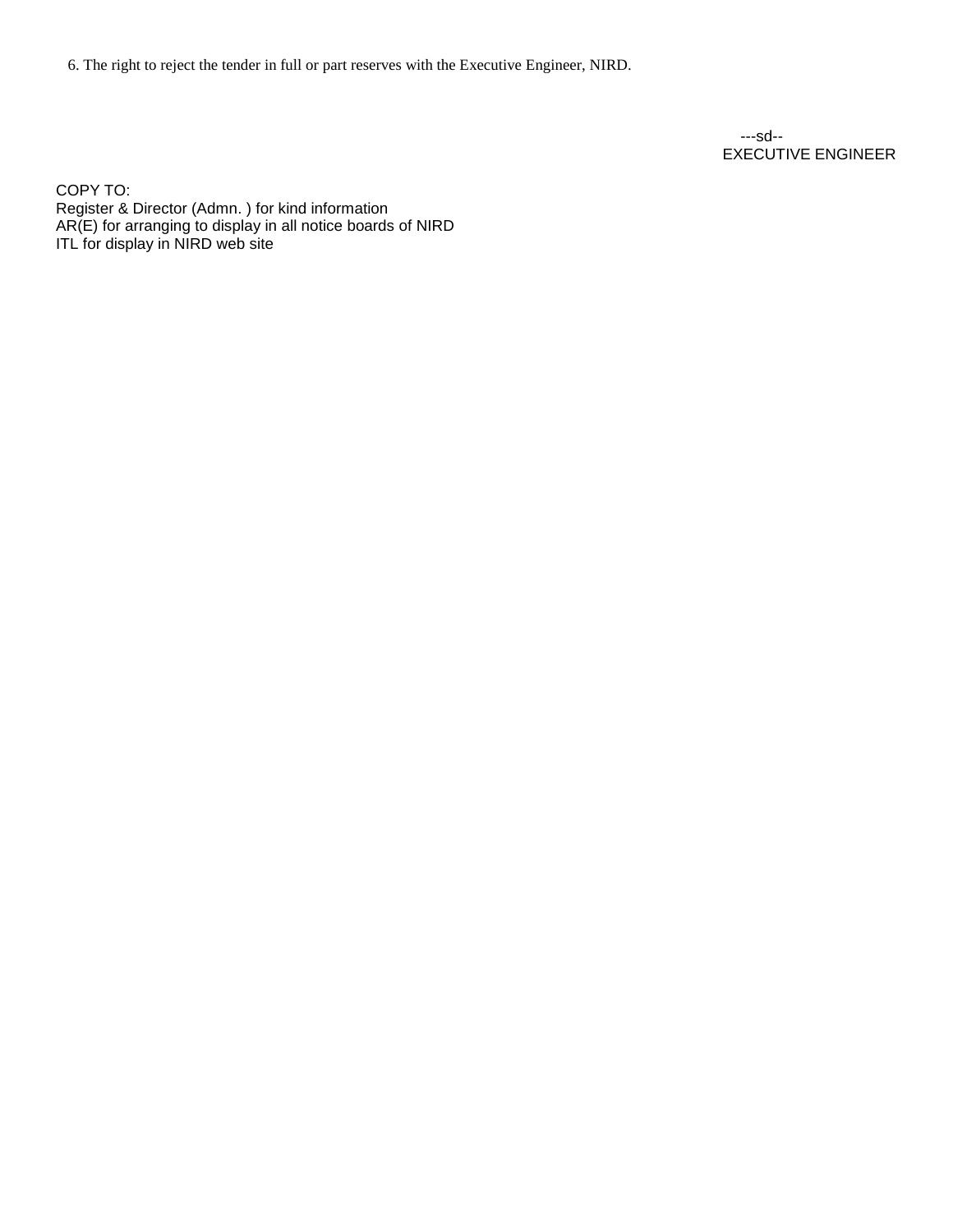6. The right to reject the tender in full or part reserves with the Executive Engineer, NIRD.

---sd--
EXECUTIVE ENGINEER

COPY TO:
Register & Director (Admn. ) for kind information
AR(E) for arranging to display in all notice boards of NIRD
ITL for display in NIRD web site